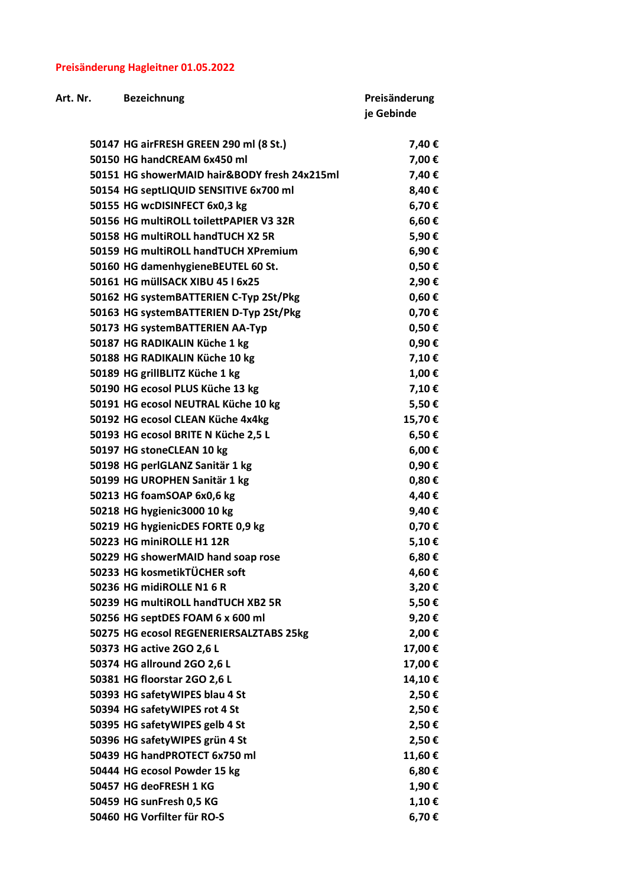**Preisänderung Hagleitner 01.05.2022**

| Art. Nr. | Bezeichnung | Preisänderung je Gebinde |
|---|---|---|
| 50147 | HG airFRESH GREEN 290 ml (8 St.) | 7,40 € |
| 50150 | HG handCREAM 6x450 ml | 7,00 € |
| 50151 | HG showerMAID hair&BODY fresh 24x215ml | 7,40 € |
| 50154 | HG septLIQUID SENSITIVE 6x700 ml | 8,40 € |
| 50155 | HG wcDISINFECT 6x0,3 kg | 6,70 € |
| 50156 | HG multiROLL toilettPAPIER V3 32R | 6,60 € |
| 50158 | HG multiROLL handTUCH X2 5R | 5,90 € |
| 50159 | HG multiROLL handTUCH XPremium | 6,90 € |
| 50160 | HG damenhygieneBEUTEL 60 St. | 0,50 € |
| 50161 | HG müllSACK XIBU 45 l 6x25 | 2,90 € |
| 50162 | HG systemBATTERIEN C-Typ 2St/Pkg | 0,60 € |
| 50163 | HG systemBATTERIEN D-Typ 2St/Pkg | 0,70 € |
| 50173 | HG systemBATTERIEN AA-Typ | 0,50 € |
| 50187 | HG RADIKALIN Küche 1 kg | 0,90 € |
| 50188 | HG RADIKALIN Küche 10 kg | 7,10 € |
| 50189 | HG grillBLITZ Küche 1 kg | 1,00 € |
| 50190 | HG ecosol PLUS Küche 13 kg | 7,10 € |
| 50191 | HG ecosol NEUTRAL Küche 10 kg | 5,50 € |
| 50192 | HG ecosol CLEAN Küche 4x4kg | 15,70 € |
| 50193 | HG ecosol BRITE N Küche 2,5 L | 6,50 € |
| 50197 | HG stoneCLEAN 10 kg | 6,00 € |
| 50198 | HG perlGLANZ Sanitär 1 kg | 0,90 € |
| 50199 | HG UROPHEN Sanitär 1 kg | 0,80 € |
| 50213 | HG foamSOAP 6x0,6 kg | 4,40 € |
| 50218 | HG hygienic3000 10 kg | 9,40 € |
| 50219 | HG hygienicDES FORTE 0,9 kg | 0,70 € |
| 50223 | HG miniROLLE H1 12R | 5,10 € |
| 50229 | HG showerMAID hand soap rose | 6,80 € |
| 50233 | HG kosmetikTÜCHER soft | 4,60 € |
| 50236 | HG midiROLLE N1 6 R | 3,20 € |
| 50239 | HG multiROLL handTUCH XB2 5R | 5,50 € |
| 50256 | HG septDES FOAM 6 x 600 ml | 9,20 € |
| 50275 | HG ecosol REGENERIERSALZTABS 25kg | 2,00 € |
| 50373 | HG active 2GO 2,6 L | 17,00 € |
| 50374 | HG allround 2GO 2,6 L | 17,00 € |
| 50381 | HG floorstar 2GO 2,6 L | 14,10 € |
| 50393 | HG safetyWIPES blau 4 St | 2,50 € |
| 50394 | HG safetyWIPES rot 4 St | 2,50 € |
| 50395 | HG safetyWIPES gelb 4 St | 2,50 € |
| 50396 | HG safetyWIPES grün 4 St | 2,50 € |
| 50439 | HG handPROTECT 6x750 ml | 11,60 € |
| 50444 | HG ecosol Powder 15 kg | 6,80 € |
| 50457 | HG deoFRESH 1 KG | 1,90 € |
| 50459 | HG sunFresh 0,5 KG | 1,10 € |
| 50460 | HG Vorfilter für RO-S | 6,70 € |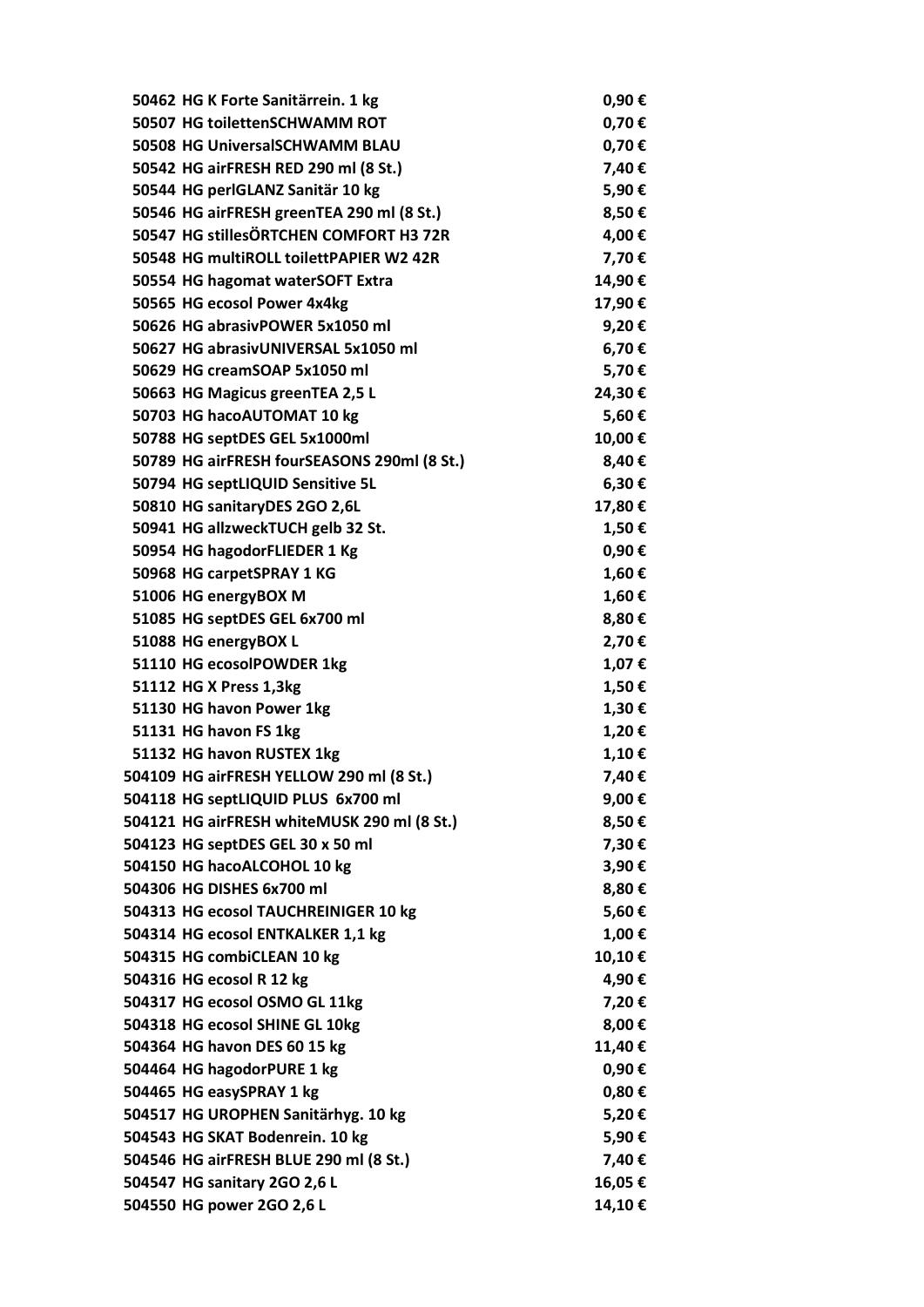| | | |
|---|---|---|
| 50462 | HG K Forte Sanitärrein. 1 kg | 0,90 € |
| 50507 | HG toilettenSCHWAMM ROT | 0,70 € |
| 50508 | HG UniversalSCHWAMM BLAU | 0,70 € |
| 50542 | HG airFRESH RED 290 ml (8 St.) | 7,40 € |
| 50544 | HG perlGLANZ Sanitär 10 kg | 5,90 € |
| 50546 | HG airFRESH greenTEA 290 ml (8 St.) | 8,50 € |
| 50547 | HG stillesÖRTCHEN COMFORT H3 72R | 4,00 € |
| 50548 | HG multiROLL toilettPAPIER W2 42R | 7,70 € |
| 50554 | HG hagomat waterSOFT Extra | 14,90 € |
| 50565 | HG ecosol Power 4x4kg | 17,90 € |
| 50626 | HG abrasivPOWER 5x1050 ml | 9,20 € |
| 50627 | HG abrasivUNIVERSAL 5x1050 ml | 6,70 € |
| 50629 | HG creamSOAP 5x1050 ml | 5,70 € |
| 50663 | HG Magicus greenTEA 2,5 L | 24,30 € |
| 50703 | HG hacoAUTOMAT 10 kg | 5,60 € |
| 50788 | HG septDES GEL 5x1000ml | 10,00 € |
| 50789 | HG airFRESH fourSEASONS 290ml (8 St.) | 8,40 € |
| 50794 | HG septLIQUID Sensitive 5L | 6,30 € |
| 50810 | HG sanitaryDES 2GO 2,6L | 17,80 € |
| 50941 | HG allzweckTUCH gelb 32 St. | 1,50 € |
| 50954 | HG hagodorFLIEDER 1 Kg | 0,90 € |
| 50968 | HG carpetSPRAY 1 KG | 1,60 € |
| 51006 | HG energyBOX M | 1,60 € |
| 51085 | HG septDES GEL 6x700 ml | 8,80 € |
| 51088 | HG energyBOX L | 2,70 € |
| 51110 | HG ecosolPOWDER 1kg | 1,07 € |
| 51112 | HG X Press 1,3kg | 1,50 € |
| 51130 | HG havon Power 1kg | 1,30 € |
| 51131 | HG havon FS 1kg | 1,20 € |
| 51132 | HG havon RUSTEX 1kg | 1,10 € |
| 504109 | HG airFRESH YELLOW 290 ml (8 St.) | 7,40 € |
| 504118 | HG septLIQUID PLUS 6x700 ml | 9,00 € |
| 504121 | HG airFRESH whiteMUSK 290 ml (8 St.) | 8,50 € |
| 504123 | HG septDES GEL 30 x 50 ml | 7,30 € |
| 504150 | HG hacoALCOHOL 10 kg | 3,90 € |
| 504306 | HG DISHES 6x700 ml | 8,80 € |
| 504313 | HG ecosol TAUCHREINIGER 10 kg | 5,60 € |
| 504314 | HG ecosol ENTKALKER 1,1 kg | 1,00 € |
| 504315 | HG combiCLEAN 10 kg | 10,10 € |
| 504316 | HG ecosol R 12 kg | 4,90 € |
| 504317 | HG ecosol OSMO GL 11kg | 7,20 € |
| 504318 | HG ecosol SHINE GL 10kg | 8,00 € |
| 504364 | HG havon DES 60 15 kg | 11,40 € |
| 504464 | HG hagodorPURE 1 kg | 0,90 € |
| 504465 | HG easySPRAY 1 kg | 0,80 € |
| 504517 | HG UROPHEN Sanitärhyg. 10 kg | 5,20 € |
| 504543 | HG SKAT Bodenrein. 10 kg | 5,90 € |
| 504546 | HG airFRESH BLUE 290 ml (8 St.) | 7,40 € |
| 504547 | HG sanitary 2GO 2,6 L | 16,05 € |
| 504550 | HG power 2GO 2,6 L | 14,10 € |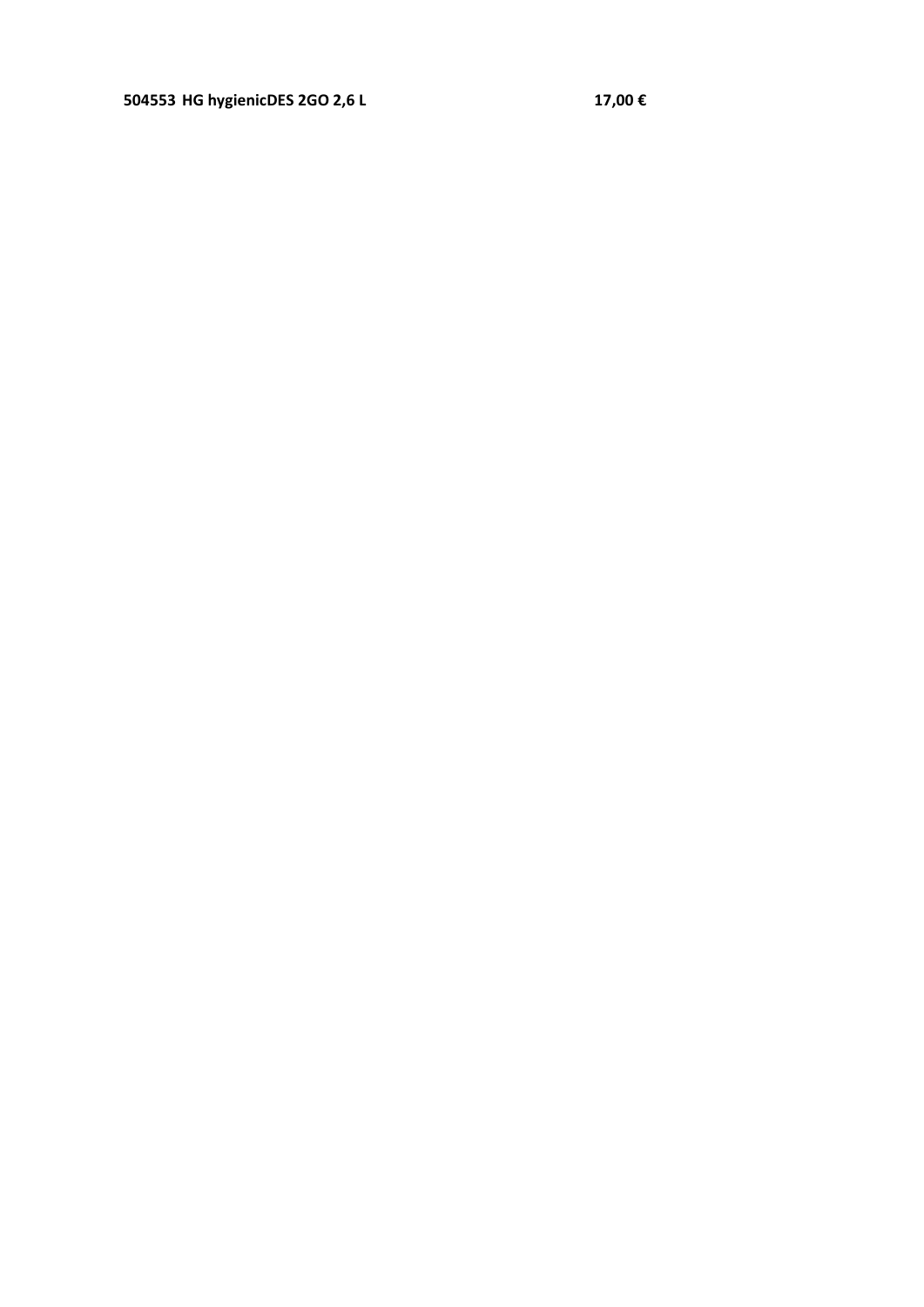**504553 HG hygienicDES 2GO 2,6 L 17,00 €**